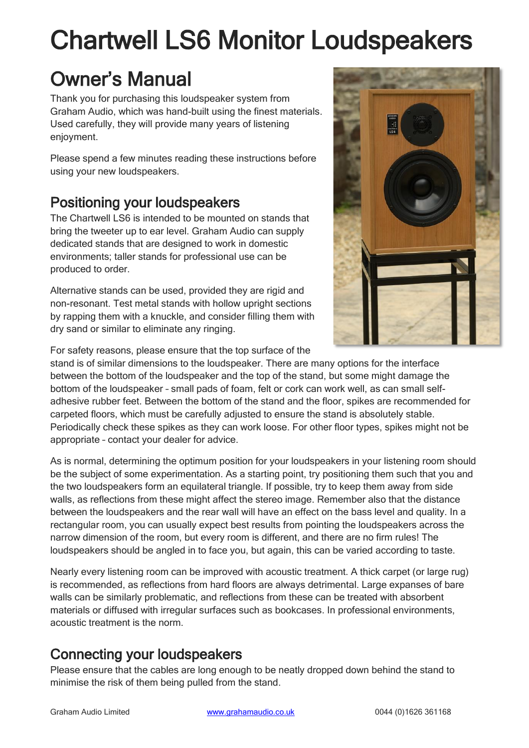# Chartwell LS6 Monitor Loudspeakers

## Owner's Manual

Thank you for purchasing this loudspeaker system from Graham Audio, which was hand-built using the finest materials. Used carefully, they will provide many years of listening enjoyment.

Please spend a few minutes reading these instructions before using your new loudspeakers.

## Positioning your loudspeakers

The Chartwell LS6 is intended to be mounted on stands that bring the tweeter up to ear level. Graham Audio can supply dedicated stands that are designed to work in domestic environments; taller stands for professional use can be produced to order.

Alternative stands can be used, provided they are rigid and non-resonant. Test metal stands with hollow upright sections by rapping them with a knuckle, and consider filling them with dry sand or similar to eliminate any ringing.

For safety reasons, please ensure that the top surface of the stand is of similar dimensions to the loudspeaker. There are many options for the interface between the bottom of the loudspeaker and the top of the stand, but some might damage the bottom of the loudspeaker – small pads of foam, felt or cork can work well, as can small self-adhesive rubber feet. Between the bottom of the stand and the floor, spikes are recommended for carpeted floors, which must be carefully adjusted to ensure the stand is absolutely stable. Periodically check these spikes as they can work loose. For other floor types, spikes might not be appropriate – contact your dealer for advice.

As is normal, determining the optimum position for your loudspeakers in your listening room should be the subject of some experimentation. As a starting point, try positioning them such that you and the two loudspeakers form an equilateral triangle. If possible, try to keep them away from side walls, as reflections from these might affect the stereo image. Remember also that the distance between the loudspeakers and the rear wall will have an effect on the bass level and quality. In a rectangular room, you can usually expect best results from pointing the loudspeakers across the narrow dimension of the room, but every room is different, and there are no firm rules! The loudspeakers should be angled in to face you, but again, this can be varied according to taste.

Nearly every listening room can be improved with acoustic treatment. A thick carpet (or large rug) is recommended, as reflections from hard floors are always detrimental. Large expanses of bare walls can be similarly problematic, and reflections from these can be treated with absorbent materials or diffused with irregular surfaces such as bookcases. In professional environments, acoustic treatment is the norm.

## Connecting your loudspeakers

Please ensure that the cables are long enough to be neatly dropped down behind the stand to minimise the risk of them being pulled from the stand.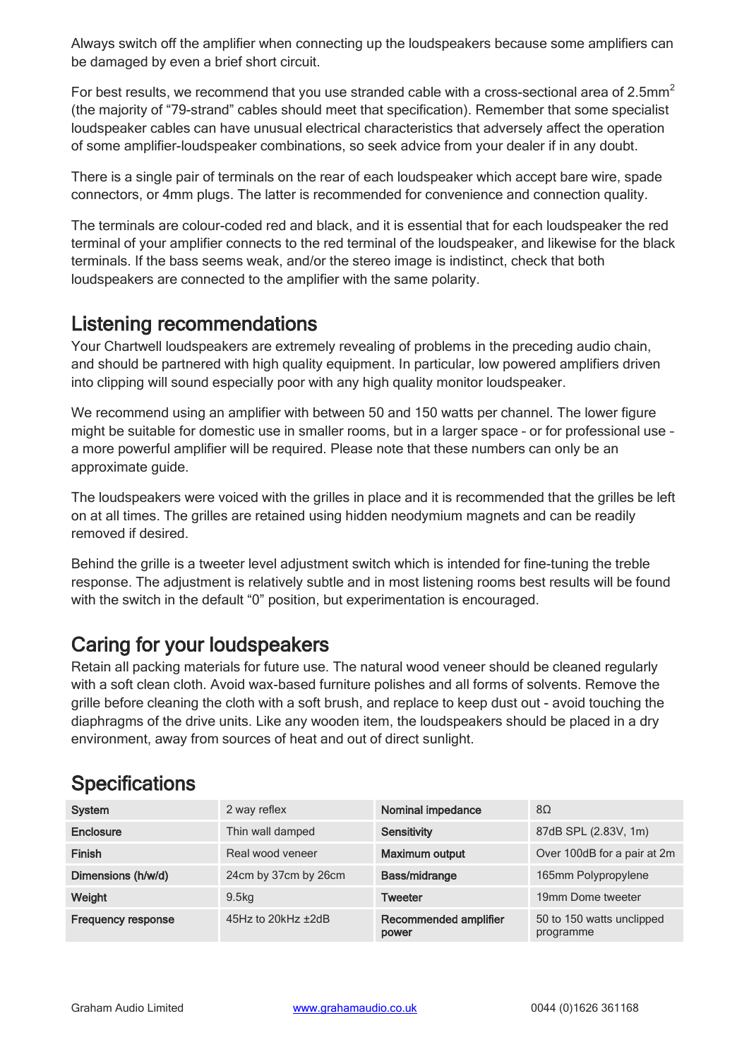Always switch off the amplifier when connecting up the loudspeakers because some amplifiers can be damaged by even a brief short circuit.

For best results, we recommend that you use stranded cable with a cross-sectional area of $2.5mm^2$ (the majority of "79-strand" cables should meet that specification). Remember that some specialist loudspeaker cables can have unusual electrical characteristics that adversely affect the operation of some amplifier-loudspeaker combinations, so seek advice from your dealer if in any doubt.

There is a single pair of terminals on the rear of each loudspeaker which accept bare wire, spade connectors, or 4mm plugs. The latter is recommended for convenience and connection quality.

The terminals are colour-coded red and black, and it is essential that for each loudspeaker the red terminal of your amplifier connects to the red terminal of the loudspeaker, and likewise for the black terminals. If the bass seems weak, and/or the stereo image is indistinct, check that both loudspeakers are connected to the amplifier with the same polarity.

## Listening recommendations

Your Chartwell loudspeakers are extremely revealing of problems in the preceding audio chain, and should be partnered with high quality equipment. In particular, low powered amplifiers driven into clipping will sound especially poor with any high quality monitor loudspeaker.

We recommend using an amplifier with between 50 and 150 watts per channel. The lower figure might be suitable for domestic use in smaller rooms, but in a larger space – or for professional use – a more powerful amplifier will be required. Please note that these numbers can only be an approximate guide.

The loudspeakers were voiced with the grilles in place and it is recommended that the grilles be left on at all times. The grilles are retained using hidden neodymium magnets and can be readily removed if desired.

Behind the grille is a tweeter level adjustment switch which is intended for fine-tuning the treble response. The adjustment is relatively subtle and in most listening rooms best results will be found with the switch in the default "0" position, but experimentation is encouraged.

## Caring for your loudspeakers

Retain all packing materials for future use. The natural wood veneer should be cleaned regularly with a soft clean cloth. Avoid wax-based furniture polishes and all forms of solvents. Remove the grille before cleaning the cloth with a soft brush, and replace to keep dust out - avoid touching the diaphragms of the drive units. Like any wooden item, the loudspeakers should be placed in a dry environment, away from sources of heat and out of direct sunlight.

## Specifications

| | | | |
|---|---|---|---|
| **System** | 2 way reflex | **Nominal impedance** | 8Ω |
| **Enclosure** | Thin wall damped | **Sensitivity** | 87dB SPL (2.83V, 1m) |
| **Finish** | Real wood veneer | **Maximum output** | Over 100dB for a pair at 2m |
| **Dimensions (h/w/d)** | 24cm by 37cm by 26cm | **Bass/midrange** | 165mm Polypropylene |
| **Weight** | 9.5kg | **Tweeter** | 19mm Dome tweeter |
| **Frequency response** | 45Hz to 20kHz ±2dB | **Recommended amplifier power** | 50 to 150 watts unclipped programme |

Graham Audio Limited www.grahamaudio.co.uk 0044 (0)1626 361168